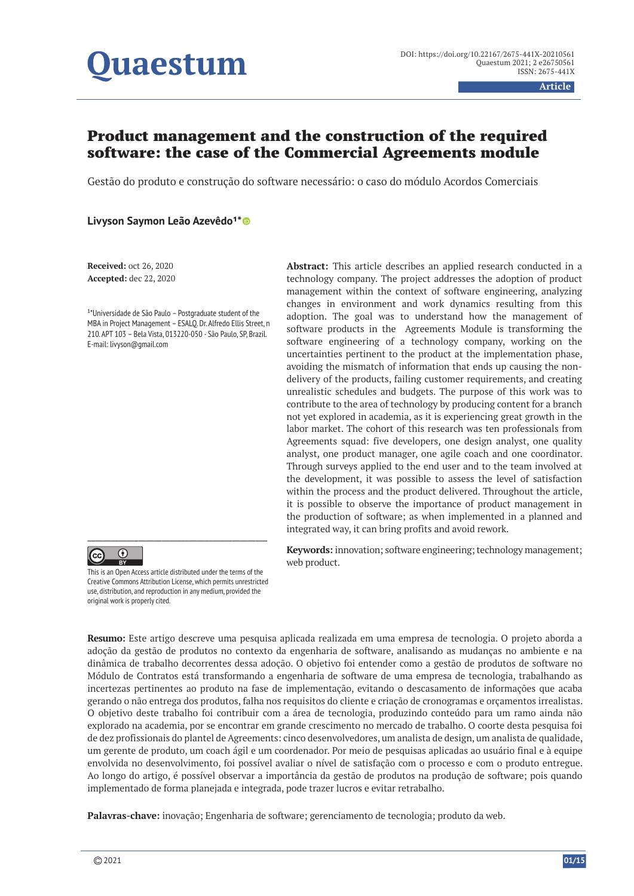# Product management and the construction of the required software: the case of the Commercial Agreements module

Gestão do produto e construção do software necessário: o caso do módulo Acordos Comerciais

**Livyson Saymon Leão Azevêdo[1*]**

**Received:** oct 26, 2020
**Accepted:** dec 22, 2020

[1*]Universidade de São Paulo – Postgraduate student of the MBA in Project Management – ESALQ. Dr. Alfredo Ellis Street, n 210. APT 103 – Bela Vista, 013220-050 - São Paulo, SP, Brazil. E-mail: livyson@gmail.com

This is an Open Access article distributed under the terms of the Creative Commons Attribution License, which permits unrestricted use, distribution, and reproduction in any medium, provided the original work is properly cited.

**Abstract:** This article describes an applied research conducted in a technology company. The project addresses the adoption of product management within the context of software engineering, analyzing changes in environment and work dynamics resulting from this adoption. The goal was to understand how the management of software products in the Agreements Module is transforming the software engineering of a technology company, working on the uncertainties pertinent to the product at the implementation phase, avoiding the mismatch of information that ends up causing the non-delivery of the products, failing customer requirements, and creating unrealistic schedules and budgets. The purpose of this work was to contribute to the area of technology by producing content for a branch not yet explored in academia, as it is experiencing great growth in the labor market. The cohort of this research was ten professionals from Agreements squad: five developers, one design analyst, one quality analyst, one product manager, one agile coach and one coordinator. Through surveys applied to the end user and to the team involved at the development, it was possible to assess the level of satisfaction within the process and the product delivered. Throughout the article, it is possible to observe the importance of product management in the production of software; as when implemented in a planned and integrated way, it can bring profits and avoid rework.

**Keywords:** innovation; software engineering; technology management; web product.

**Resumo:** Este artigo descreve uma pesquisa aplicada realizada em uma empresa de tecnologia. O projeto aborda a adoção da gestão de produtos no contexto da engenharia de software, analisando as mudanças no ambiente e na dinâmica de trabalho decorrentes dessa adoção. O objetivo foi entender como a gestão de produtos de software no Módulo de Contratos está transformando a engenharia de software de uma empresa de tecnologia, trabalhando as incertezas pertinentes ao produto na fase de implementação, evitando o descasamento de informações que acaba gerando o não entrega dos produtos, falha nos requisitos do cliente e criação de cronogramas e orçamentos irrealistas. O objetivo deste trabalho foi contribuir com a área de tecnologia, produzindo conteúdo para um ramo ainda não explorado na academia, por se encontrar em grande crescimento no mercado de trabalho. O coorte desta pesquisa foi de dez profissionais do plantel de Agreements: cinco desenvolvedores, um analista de design, um analista de qualidade, um gerente de produto, um coach ágil e um coordenador. Por meio de pesquisas aplicadas ao usuário final e à equipe envolvida no desenvolvimento, foi possível avaliar o nível de satisfação com o processo e com o produto entregue. Ao longo do artigo, é possível observar a importância da gestão de produtos na produção de software; pois quando implementado de forma planejada e integrada, pode trazer lucros e evitar retrabalho.

**Palavras-chave:** inovação; Engenharia de software; gerenciamento de tecnologia; produto da web.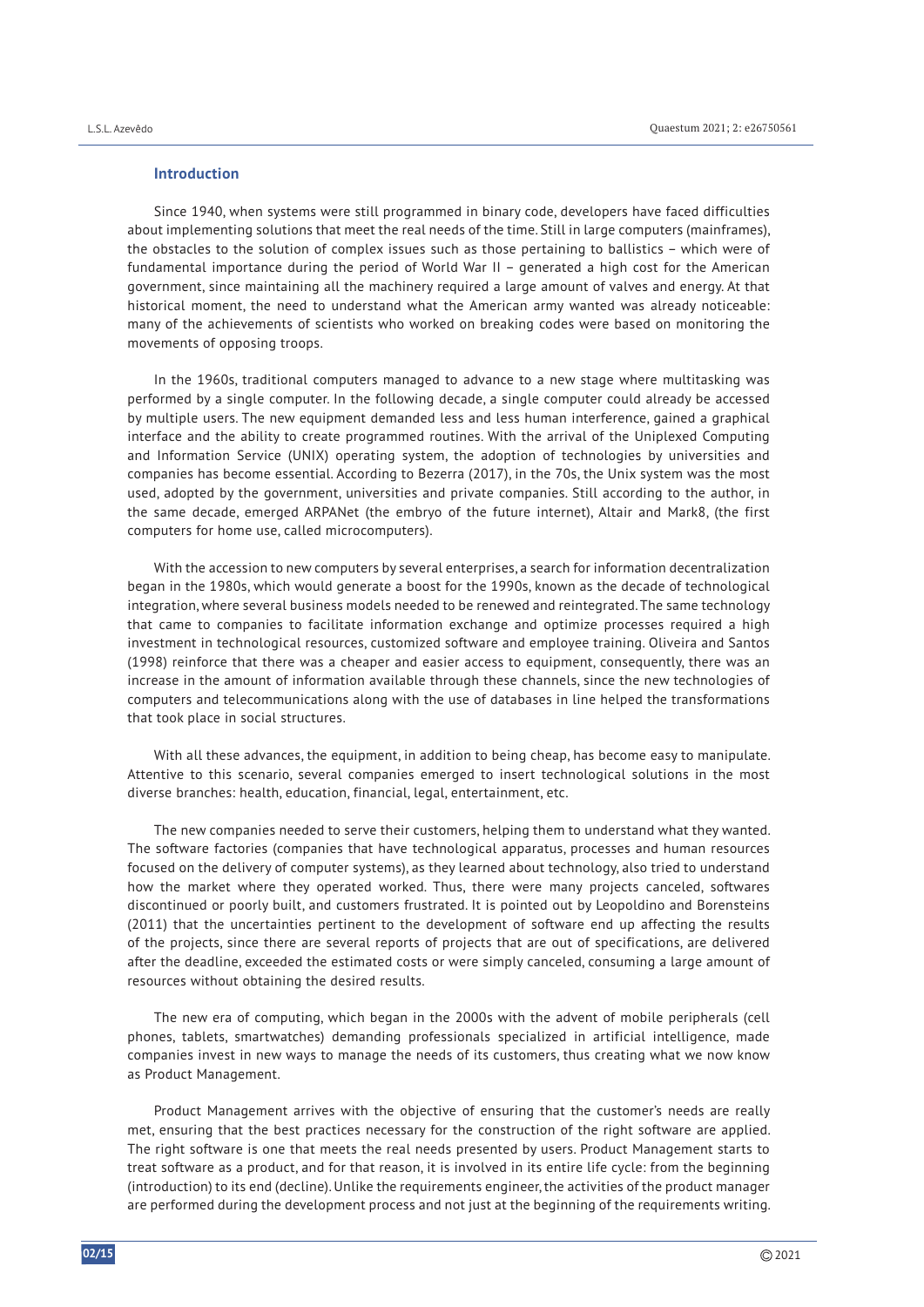## Introduction

Since 1940, when systems were still programmed in binary code, developers have faced difficulties about implementing solutions that meet the real needs of the time. Still in large computers (mainframes), the obstacles to the solution of complex issues such as those pertaining to ballistics – which were of fundamental importance during the period of World War II – generated a high cost for the American government, since maintaining all the machinery required a large amount of valves and energy. At that historical moment, the need to understand what the American army wanted was already noticeable: many of the achievements of scientists who worked on breaking codes were based on monitoring the movements of opposing troops.

In the 1960s, traditional computers managed to advance to a new stage where multitasking was performed by a single computer. In the following decade, a single computer could already be accessed by multiple users. The new equipment demanded less and less human interference, gained a graphical interface and the ability to create programmed routines. With the arrival of the Uniplexed Computing and Information Service (UNIX) operating system, the adoption of technologies by universities and companies has become essential. According to Bezerra (2017), in the 70s, the Unix system was the most used, adopted by the government, universities and private companies. Still according to the author, in the same decade, emerged ARPANet (the embryo of the future internet), Altair and Mark8, (the first computers for home use, called microcomputers).

With the accession to new computers by several enterprises, a search for information decentralization began in the 1980s, which would generate a boost for the 1990s, known as the decade of technological integration, where several business models needed to be renewed and reintegrated. The same technology that came to companies to facilitate information exchange and optimize processes required a high investment in technological resources, customized software and employee training. Oliveira and Santos (1998) reinforce that there was a cheaper and easier access to equipment, consequently, there was an increase in the amount of information available through these channels, since the new technologies of computers and telecommunications along with the use of databases in line helped the transformations that took place in social structures.

With all these advances, the equipment, in addition to being cheap, has become easy to manipulate. Attentive to this scenario, several companies emerged to insert technological solutions in the most diverse branches: health, education, financial, legal, entertainment, etc.

The new companies needed to serve their customers, helping them to understand what they wanted. The software factories (companies that have technological apparatus, processes and human resources focused on the delivery of computer systems), as they learned about technology, also tried to understand how the market where they operated worked. Thus, there were many projects canceled, softwares discontinued or poorly built, and customers frustrated. It is pointed out by Leopoldino and Borensteins (2011) that the uncertainties pertinent to the development of software end up affecting the results of the projects, since there are several reports of projects that are out of specifications, are delivered after the deadline, exceeded the estimated costs or were simply canceled, consuming a large amount of resources without obtaining the desired results.

The new era of computing, which began in the 2000s with the advent of mobile peripherals (cell phones, tablets, smartwatches) demanding professionals specialized in artificial intelligence, made companies invest in new ways to manage the needs of its customers, thus creating what we now know as Product Management.

Product Management arrives with the objective of ensuring that the customer's needs are really met, ensuring that the best practices necessary for the construction of the right software are applied. The right software is one that meets the real needs presented by users. Product Management starts to treat software as a product, and for that reason, it is involved in its entire life cycle: from the beginning (introduction) to its end (decline). Unlike the requirements engineer, the activities of the product manager are performed during the development process and not just at the beginning of the requirements writing.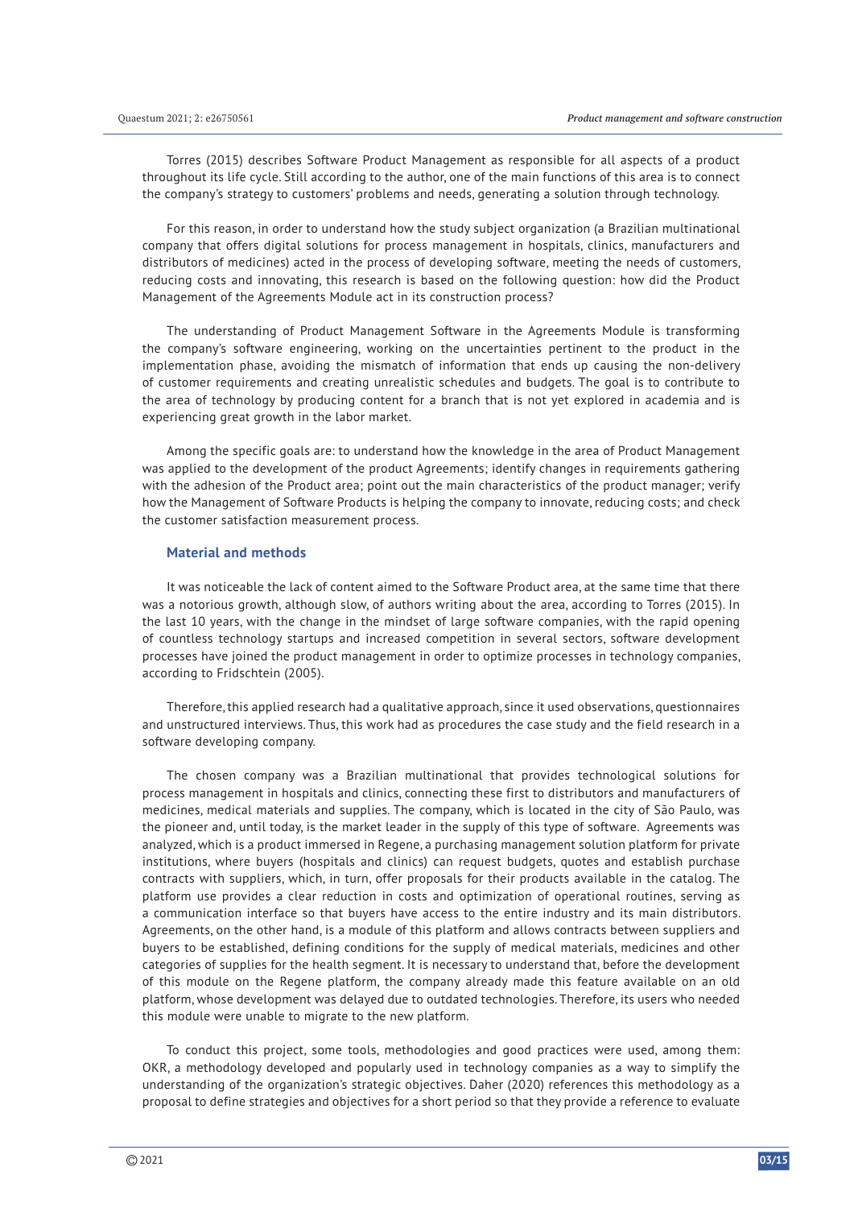Torres (2015) describes Software Product Management as responsible for all aspects of a product throughout its life cycle. Still according to the author, one of the main functions of this area is to connect the company's strategy to customers' problems and needs, generating a solution through technology.

For this reason, in order to understand how the study subject organization (a Brazilian multinational company that offers digital solutions for process management in hospitals, clinics, manufacturers and distributors of medicines) acted in the process of developing software, meeting the needs of customers, reducing costs and innovating, this research is based on the following question: how did the Product Management of the Agreements Module act in its construction process?

The understanding of Product Management Software in the Agreements Module is transforming the company's software engineering, working on the uncertainties pertinent to the product in the implementation phase, avoiding the mismatch of information that ends up causing the non-delivery of customer requirements and creating unrealistic schedules and budgets. The goal is to contribute to the area of technology by producing content for a branch that is not yet explored in academia and is experiencing great growth in the labor market.

Among the specific goals are: to understand how the knowledge in the area of Product Management was applied to the development of the product Agreements; identify changes in requirements gathering with the adhesion of the Product area; point out the main characteristics of the product manager; verify how the Management of Software Products is helping the company to innovate, reducing costs; and check the customer satisfaction measurement process.

## Material and methods

It was noticeable the lack of content aimed to the Software Product area, at the same time that there was a notorious growth, although slow, of authors writing about the area, according to Torres (2015). In the last 10 years, with the change in the mindset of large software companies, with the rapid opening of countless technology startups and increased competition in several sectors, software development processes have joined the product management in order to optimize processes in technology companies, according to Fridschtein (2005).

Therefore, this applied research had a qualitative approach, since it used observations, questionnaires and unstructured interviews. Thus, this work had as procedures the case study and the field research in a software developing company.

The chosen company was a Brazilian multinational that provides technological solutions for process management in hospitals and clinics, connecting these first to distributors and manufacturers of medicines, medical materials and supplies. The company, which is located in the city of São Paulo, was the pioneer and, until today, is the market leader in the supply of this type of software. Agreements was analyzed, which is a product immersed in Regene, a purchasing management solution platform for private institutions, where buyers (hospitals and clinics) can request budgets, quotes and establish purchase contracts with suppliers, which, in turn, offer proposals for their products available in the catalog. The platform use provides a clear reduction in costs and optimization of operational routines, serving as a communication interface so that buyers have access to the entire industry and its main distributors. Agreements, on the other hand, is a module of this platform and allows contracts between suppliers and buyers to be established, defining conditions for the supply of medical materials, medicines and other categories of supplies for the health segment. It is necessary to understand that, before the development of this module on the Regene platform, the company already made this feature available on an old platform, whose development was delayed due to outdated technologies. Therefore, its users who needed this module were unable to migrate to the new platform.

To conduct this project, some tools, methodologies and good practices were used, among them: OKR, a methodology developed and popularly used in technology companies as a way to simplify the understanding of the organization's strategic objectives. Daher (2020) references this methodology as a proposal to define strategies and objectives for a short period so that they provide a reference to evaluate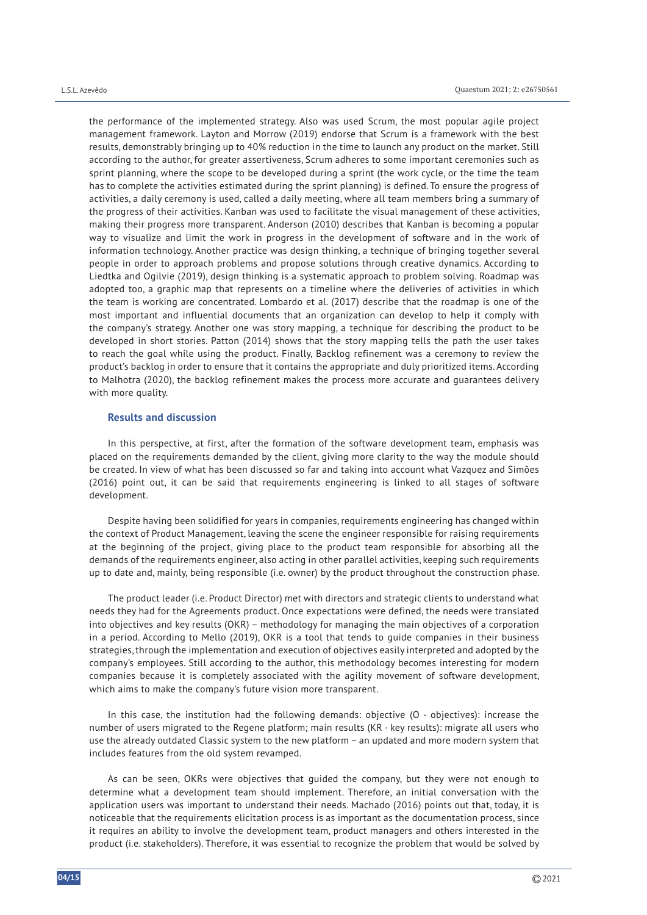the performance of the implemented strategy. Also was used Scrum, the most popular agile project management framework. Layton and Morrow (2019) endorse that Scrum is a framework with the best results, demonstrably bringing up to 40% reduction in the time to launch any product on the market. Still according to the author, for greater assertiveness, Scrum adheres to some important ceremonies such as sprint planning, where the scope to be developed during a sprint (the work cycle, or the time the team has to complete the activities estimated during the sprint planning) is defined. To ensure the progress of activities, a daily ceremony is used, called a daily meeting, where all team members bring a summary of the progress of their activities. Kanban was used to facilitate the visual management of these activities, making their progress more transparent. Anderson (2010) describes that Kanban is becoming a popular way to visualize and limit the work in progress in the development of software and in the work of information technology. Another practice was design thinking, a technique of bringing together several people in order to approach problems and propose solutions through creative dynamics. According to Liedtka and Ogilvie (2019), design thinking is a systematic approach to problem solving. Roadmap was adopted too, a graphic map that represents on a timeline where the deliveries of activities in which the team is working are concentrated. Lombardo et al. (2017) describe that the roadmap is one of the most important and influential documents that an organization can develop to help it comply with the company's strategy. Another one was story mapping, a technique for describing the product to be developed in short stories. Patton (2014) shows that the story mapping tells the path the user takes to reach the goal while using the product. Finally, Backlog refinement was a ceremony to review the product's backlog in order to ensure that it contains the appropriate and duly prioritized items. According to Malhotra (2020), the backlog refinement makes the process more accurate and guarantees delivery with more quality.

## Results and discussion

In this perspective, at first, after the formation of the software development team, emphasis was placed on the requirements demanded by the client, giving more clarity to the way the module should be created. In view of what has been discussed so far and taking into account what Vazquez and Simões (2016) point out, it can be said that requirements engineering is linked to all stages of software development.

Despite having been solidified for years in companies, requirements engineering has changed within the context of Product Management, leaving the scene the engineer responsible for raising requirements at the beginning of the project, giving place to the product team responsible for absorbing all the demands of the requirements engineer, also acting in other parallel activities, keeping such requirements up to date and, mainly, being responsible (i.e. owner) by the product throughout the construction phase.

The product leader (i.e. Product Director) met with directors and strategic clients to understand what needs they had for the Agreements product. Once expectations were defined, the needs were translated into objectives and key results (OKR) – methodology for managing the main objectives of a corporation in a period. According to Mello (2019), OKR is a tool that tends to guide companies in their business strategies, through the implementation and execution of objectives easily interpreted and adopted by the company's employees. Still according to the author, this methodology becomes interesting for modern companies because it is completely associated with the agility movement of software development, which aims to make the company's future vision more transparent.

In this case, the institution had the following demands: objective (O - objectives): increase the number of users migrated to the Regene platform; main results (KR - key results): migrate all users who use the already outdated Classic system to the new platform – an updated and more modern system that includes features from the old system revamped.

As can be seen, OKRs were objectives that guided the company, but they were not enough to determine what a development team should implement. Therefore, an initial conversation with the application users was important to understand their needs. Machado (2016) points out that, today, it is noticeable that the requirements elicitation process is as important as the documentation process, since it requires an ability to involve the development team, product managers and others interested in the product (i.e. stakeholders). Therefore, it was essential to recognize the problem that would be solved by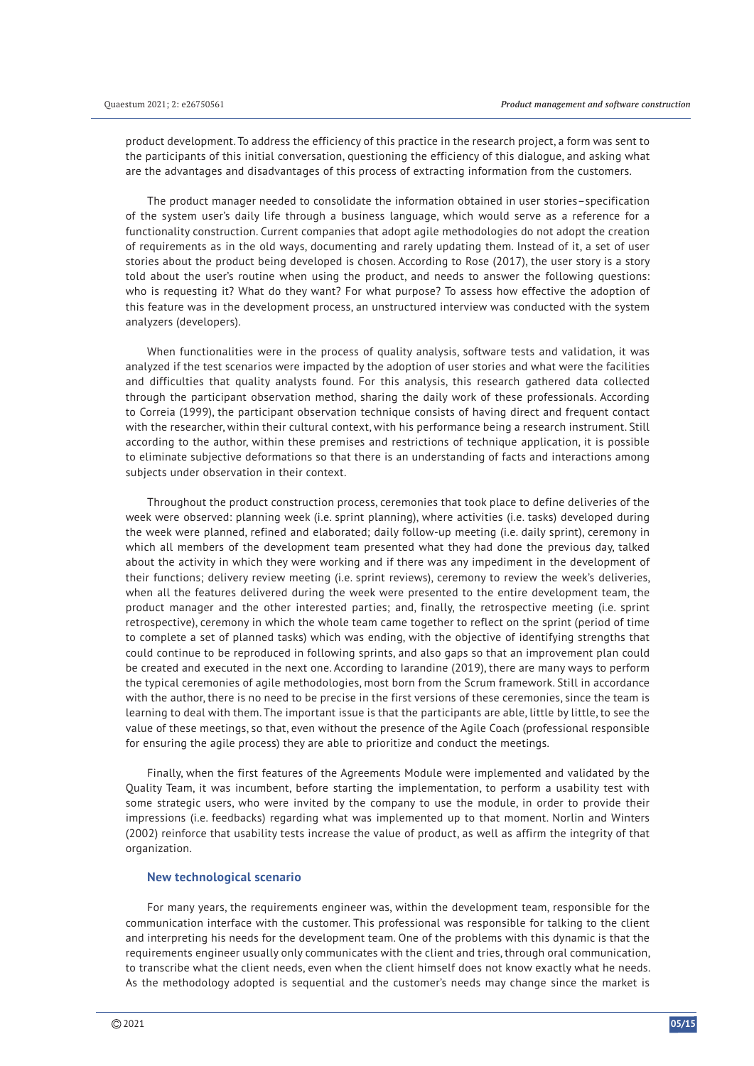product development. To address the efficiency of this practice in the research project, a form was sent to the participants of this initial conversation, questioning the efficiency of this dialogue, and asking what are the advantages and disadvantages of this process of extracting information from the customers.

The product manager needed to consolidate the information obtained in user stories–specification of the system user's daily life through a business language, which would serve as a reference for a functionality construction. Current companies that adopt agile methodologies do not adopt the creation of requirements as in the old ways, documenting and rarely updating them. Instead of it, a set of user stories about the product being developed is chosen. According to Rose (2017), the user story is a story told about the user's routine when using the product, and needs to answer the following questions: who is requesting it? What do they want? For what purpose? To assess how effective the adoption of this feature was in the development process, an unstructured interview was conducted with the system analyzers (developers).

When functionalities were in the process of quality analysis, software tests and validation, it was analyzed if the test scenarios were impacted by the adoption of user stories and what were the facilities and difficulties that quality analysts found. For this analysis, this research gathered data collected through the participant observation method, sharing the daily work of these professionals. According to Correia (1999), the participant observation technique consists of having direct and frequent contact with the researcher, within their cultural context, with his performance being a research instrument. Still according to the author, within these premises and restrictions of technique application, it is possible to eliminate subjective deformations so that there is an understanding of facts and interactions among subjects under observation in their context.

Throughout the product construction process, ceremonies that took place to define deliveries of the week were observed: planning week (i.e. sprint planning), where activities (i.e. tasks) developed during the week were planned, refined and elaborated; daily follow-up meeting (i.e. daily sprint), ceremony in which all members of the development team presented what they had done the previous day, talked about the activity in which they were working and if there was any impediment in the development of their functions; delivery review meeting (i.e. sprint reviews), ceremony to review the week's deliveries, when all the features delivered during the week were presented to the entire development team, the product manager and the other interested parties; and, finally, the retrospective meeting (i.e. sprint retrospective), ceremony in which the whole team came together to reflect on the sprint (period of time to complete a set of planned tasks) which was ending, with the objective of identifying strengths that could continue to be reproduced in following sprints, and also gaps so that an improvement plan could be created and executed in the next one. According to Iarandine (2019), there are many ways to perform the typical ceremonies of agile methodologies, most born from the Scrum framework. Still in accordance with the author, there is no need to be precise in the first versions of these ceremonies, since the team is learning to deal with them. The important issue is that the participants are able, little by little, to see the value of these meetings, so that, even without the presence of the Agile Coach (professional responsible for ensuring the agile process) they are able to prioritize and conduct the meetings.

Finally, when the first features of the Agreements Module were implemented and validated by the Quality Team, it was incumbent, before starting the implementation, to perform a usability test with some strategic users, who were invited by the company to use the module, in order to provide their impressions (i.e. feedbacks) regarding what was implemented up to that moment. Norlin and Winters (2002) reinforce that usability tests increase the value of product, as well as affirm the integrity of that organization.

### New technological scenario

For many years, the requirements engineer was, within the development team, responsible for the communication interface with the customer. This professional was responsible for talking to the client and interpreting his needs for the development team. One of the problems with this dynamic is that the requirements engineer usually only communicates with the client and tries, through oral communication, to transcribe what the client needs, even when the client himself does not know exactly what he needs. As the methodology adopted is sequential and the customer's needs may change since the market is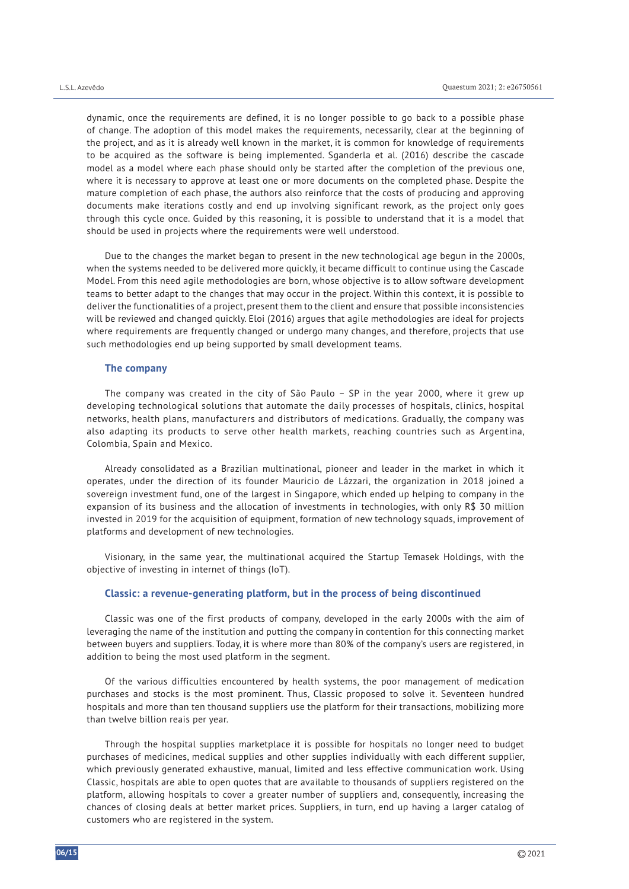dynamic, once the requirements are defined, it is no longer possible to go back to a possible phase of change. The adoption of this model makes the requirements, necessarily, clear at the beginning of the project, and as it is already well known in the market, it is common for knowledge of requirements to be acquired as the software is being implemented. Sganderla et al. (2016) describe the cascade model as a model where each phase should only be started after the completion of the previous one, where it is necessary to approve at least one or more documents on the completed phase. Despite the mature completion of each phase, the authors also reinforce that the costs of producing and approving documents make iterations costly and end up involving significant rework, as the project only goes through this cycle once. Guided by this reasoning, it is possible to understand that it is a model that should be used in projects where the requirements were well understood.

Due to the changes the market began to present in the new technological age begun in the 2000s, when the systems needed to be delivered more quickly, it became difficult to continue using the Cascade Model. From this need agile methodologies are born, whose objective is to allow software development teams to better adapt to the changes that may occur in the project. Within this context, it is possible to deliver the functionalities of a project, present them to the client and ensure that possible inconsistencies will be reviewed and changed quickly. Eloi (2016) argues that agile methodologies are ideal for projects where requirements are frequently changed or undergo many changes, and therefore, projects that use such methodologies end up being supported by small development teams.

### The company

The company was created in the city of São Paulo – SP in the year 2000, where it grew up developing technological solutions that automate the daily processes of hospitals, clinics, hospital networks, health plans, manufacturers and distributors of medications. Gradually, the company was also adapting its products to serve other health markets, reaching countries such as Argentina, Colombia, Spain and Mexico.

Already consolidated as a Brazilian multinational, pioneer and leader in the market in which it operates, under the direction of its founder Mauricio de Lázzari, the organization in 2018 joined a sovereign investment fund, one of the largest in Singapore, which ended up helping to company in the expansion of its business and the allocation of investments in technologies, with only R$ 30 million invested in 2019 for the acquisition of equipment, formation of new technology squads, improvement of platforms and development of new technologies.

Visionary, in the same year, the multinational acquired the Startup Temasek Holdings, with the objective of investing in internet of things (IoT).

### Classic: a revenue-generating platform, but in the process of being discontinued

Classic was one of the first products of company, developed in the early 2000s with the aim of leveraging the name of the institution and putting the company in contention for this connecting market between buyers and suppliers. Today, it is where more than 80% of the company's users are registered, in addition to being the most used platform in the segment.

Of the various difficulties encountered by health systems, the poor management of medication purchases and stocks is the most prominent. Thus, Classic proposed to solve it. Seventeen hundred hospitals and more than ten thousand suppliers use the platform for their transactions, mobilizing more than twelve billion reais per year.

Through the hospital supplies marketplace it is possible for hospitals no longer need to budget purchases of medicines, medical supplies and other supplies individually with each different supplier, which previously generated exhaustive, manual, limited and less effective communication work. Using Classic, hospitals are able to open quotes that are available to thousands of suppliers registered on the platform, allowing hospitals to cover a greater number of suppliers and, consequently, increasing the chances of closing deals at better market prices. Suppliers, in turn, end up having a larger catalog of customers who are registered in the system.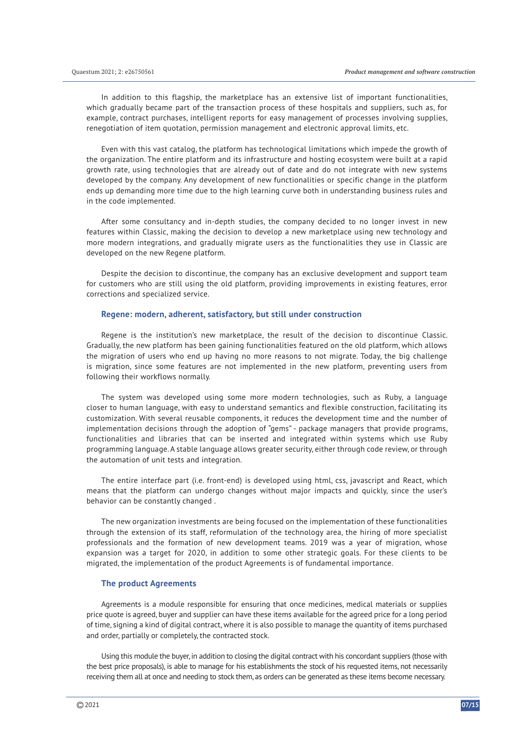In addition to this flagship, the marketplace has an extensive list of important functionalities, which gradually became part of the transaction process of these hospitals and suppliers, such as, for example, contract purchases, intelligent reports for easy management of processes involving supplies, renegotiation of item quotation, permission management and electronic approval limits, etc.

Even with this vast catalog, the platform has technological limitations which impede the growth of the organization. The entire platform and its infrastructure and hosting ecosystem were built at a rapid growth rate, using technologies that are already out of date and do not integrate with new systems developed by the company. Any development of new functionalities or specific change in the platform ends up demanding more time due to the high learning curve both in understanding business rules and in the code implemented.

After some consultancy and in-depth studies, the company decided to no longer invest in new features within Classic, making the decision to develop a new marketplace using new technology and more modern integrations, and gradually migrate users as the functionalities they use in Classic are developed on the new Regene platform.

Despite the decision to discontinue, the company has an exclusive development and support team for customers who are still using the old platform, providing improvements in existing features, error corrections and specialized service.

### Regene: modern, adherent, satisfactory, but still under construction

Regene is the institution's new marketplace, the result of the decision to discontinue Classic. Gradually, the new platform has been gaining functionalities featured on the old platform, which allows the migration of users who end up having no more reasons to not migrate. Today, the big challenge is migration, since some features are not implemented in the new platform, preventing users from following their workflows normally.

The system was developed using some more modern technologies, such as Ruby, a language closer to human language, with easy to understand semantics and flexible construction, facilitating its customization. With several reusable components, it reduces the development time and the number of implementation decisions through the adoption of "gems" - package managers that provide programs, functionalities and libraries that can be inserted and integrated within systems which use Ruby programming language. A stable language allows greater security, either through code review, or through the automation of unit tests and integration.

The entire interface part (i.e. front-end) is developed using html, css, javascript and React, which means that the platform can undergo changes without major impacts and quickly, since the user's behavior can be constantly changed .

The new organization investments are being focused on the implementation of these functionalities through the extension of its staff, reformulation of the technology area, the hiring of more specialist professionals and the formation of new development teams. 2019 was a year of migration, whose expansion was a target for 2020, in addition to some other strategic goals. For these clients to be migrated, the implementation of the product Agreements is of fundamental importance.

### The product Agreements

Agreements is a module responsible for ensuring that once medicines, medical materials or supplies price quote is agreed, buyer and supplier can have these items available for the agreed price for a long period of time, signing a kind of digital contract, where it is also possible to manage the quantity of items purchased and order, partially or completely, the contracted stock.

Using this module the buyer, in addition to closing the digital contract with his concordant suppliers (those with the best price proposals), is able to manage for his establishments the stock of his requested items, not necessarily receiving them all at once and needing to stock them, as orders can be generated as these items become necessary.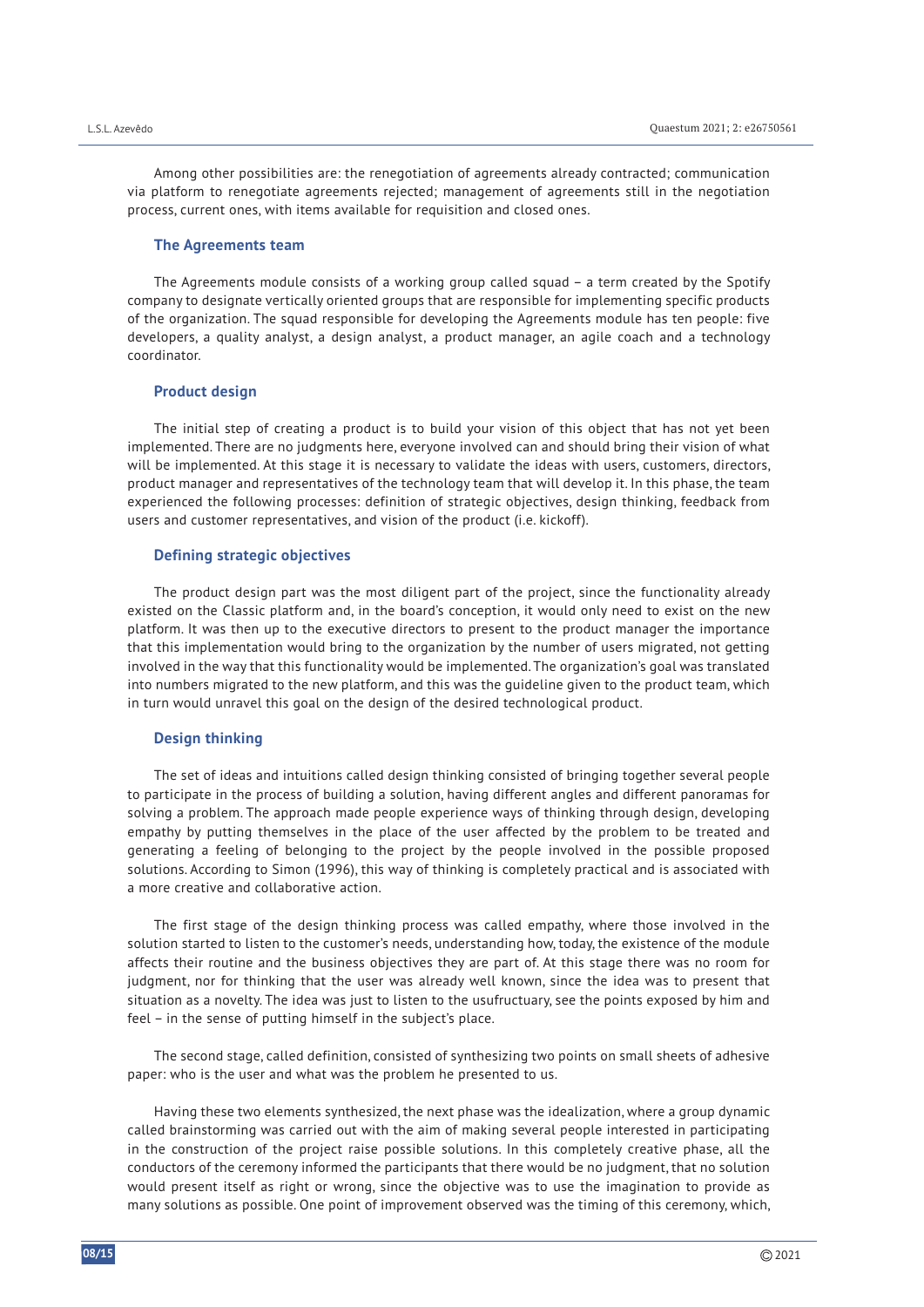Among other possibilities are: the renegotiation of agreements already contracted; communication via platform to renegotiate agreements rejected; management of agreements still in the negotiation process, current ones, with items available for requisition and closed ones.

### The Agreements team

The Agreements module consists of a working group called squad – a term created by the Spotify company to designate vertically oriented groups that are responsible for implementing specific products of the organization. The squad responsible for developing the Agreements module has ten people: five developers, a quality analyst, a design analyst, a product manager, an agile coach and a technology coordinator.

### Product design

The initial step of creating a product is to build your vision of this object that has not yet been implemented. There are no judgments here, everyone involved can and should bring their vision of what will be implemented. At this stage it is necessary to validate the ideas with users, customers, directors, product manager and representatives of the technology team that will develop it. In this phase, the team experienced the following processes: definition of strategic objectives, design thinking, feedback from users and customer representatives, and vision of the product (i.e. kickoff).

### Defining strategic objectives

The product design part was the most diligent part of the project, since the functionality already existed on the Classic platform and, in the board's conception, it would only need to exist on the new platform. It was then up to the executive directors to present to the product manager the importance that this implementation would bring to the organization by the number of users migrated, not getting involved in the way that this functionality would be implemented. The organization's goal was translated into numbers migrated to the new platform, and this was the guideline given to the product team, which in turn would unravel this goal on the design of the desired technological product.

### Design thinking

The set of ideas and intuitions called design thinking consisted of bringing together several people to participate in the process of building a solution, having different angles and different panoramas for solving a problem. The approach made people experience ways of thinking through design, developing empathy by putting themselves in the place of the user affected by the problem to be treated and generating a feeling of belonging to the project by the people involved in the possible proposed solutions. According to Simon (1996), this way of thinking is completely practical and is associated with a more creative and collaborative action.

The first stage of the design thinking process was called empathy, where those involved in the solution started to listen to the customer's needs, understanding how, today, the existence of the module affects their routine and the business objectives they are part of. At this stage there was no room for judgment, nor for thinking that the user was already well known, since the idea was to present that situation as a novelty. The idea was just to listen to the usufructuary, see the points exposed by him and feel – in the sense of putting himself in the subject's place.

The second stage, called definition, consisted of synthesizing two points on small sheets of adhesive paper: who is the user and what was the problem he presented to us.

Having these two elements synthesized, the next phase was the idealization, where a group dynamic called brainstorming was carried out with the aim of making several people interested in participating in the construction of the project raise possible solutions. In this completely creative phase, all the conductors of the ceremony informed the participants that there would be no judgment, that no solution would present itself as right or wrong, since the objective was to use the imagination to provide as many solutions as possible. One point of improvement observed was the timing of this ceremony, which,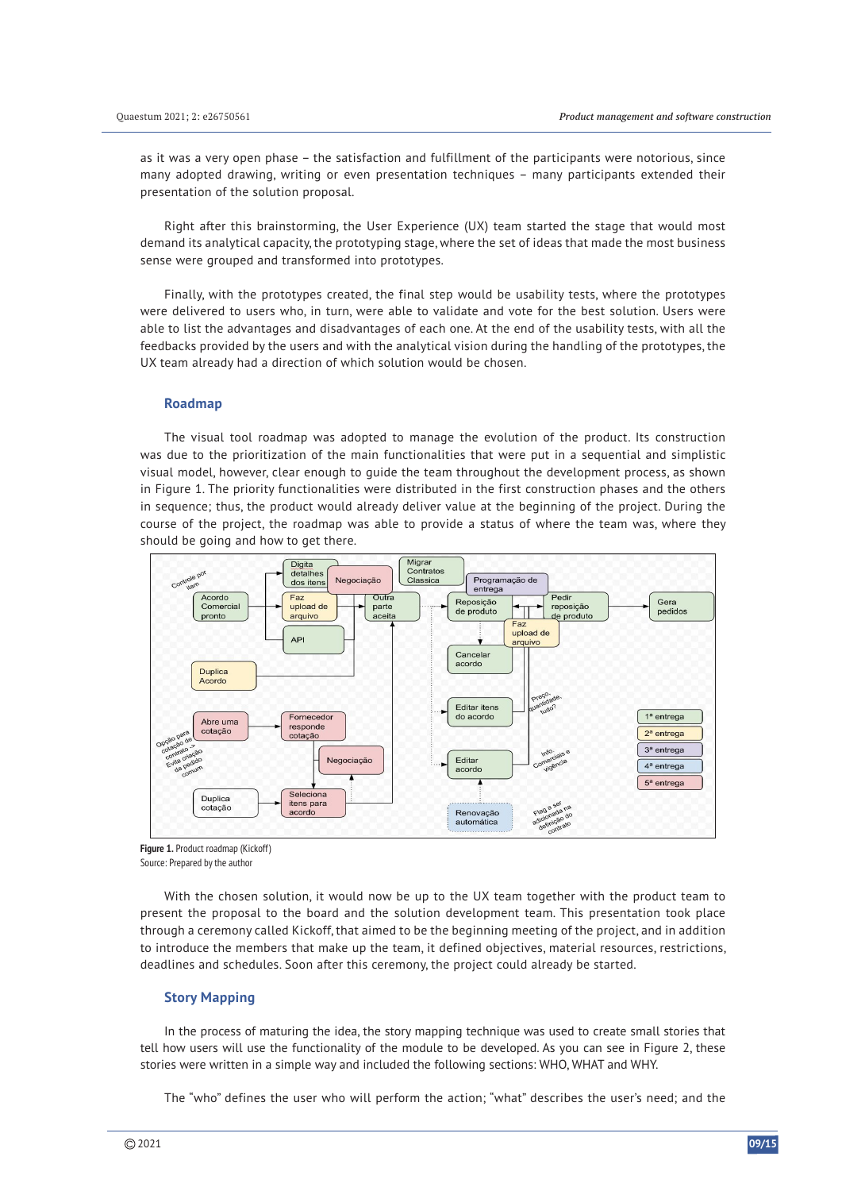as it was a very open phase – the satisfaction and fulfillment of the participants were notorious, since many adopted drawing, writing or even presentation techniques – many participants extended their presentation of the solution proposal.

Right after this brainstorming, the User Experience (UX) team started the stage that would most demand its analytical capacity, the prototyping stage, where the set of ideas that made the most business sense were grouped and transformed into prototypes.

Finally, with the prototypes created, the final step would be usability tests, where the prototypes were delivered to users who, in turn, were able to validate and vote for the best solution. Users were able to list the advantages and disadvantages of each one. At the end of the usability tests, with all the feedbacks provided by the users and with the analytical vision during the handling of the prototypes, the UX team already had a direction of which solution would be chosen.

## Roadmap

The visual tool roadmap was adopted to manage the evolution of the product. Its construction was due to the prioritization of the main functionalities that were put in a sequential and simplistic visual model, however, clear enough to guide the team throughout the development process, as shown in Figure 1. The priority functionalities were distributed in the first construction phases and the others in sequence; thus, the product would already deliver value at the beginning of the project. During the course of the project, the roadmap was able to provide a status of where the team was, where they should be going and how to get there.

**Figure 1.** Product roadmap (Kickoff)
Source: Prepared by the author

With the chosen solution, it would now be up to the UX team together with the product team to present the proposal to the board and the solution development team. This presentation took place through a ceremony called Kickoff, that aimed to be the beginning meeting of the project, and in addition to introduce the members that make up the team, it defined objectives, material resources, restrictions, deadlines and schedules. Soon after this ceremony, the project could already be started.

## Story Mapping

In the process of maturing the idea, the story mapping technique was used to create small stories that tell how users will use the functionality of the module to be developed. As you can see in Figure 2, these stories were written in a simple way and included the following sections: WHO, WHAT and WHY.

The "who" defines the user who will perform the action; "what" describes the user's need; and the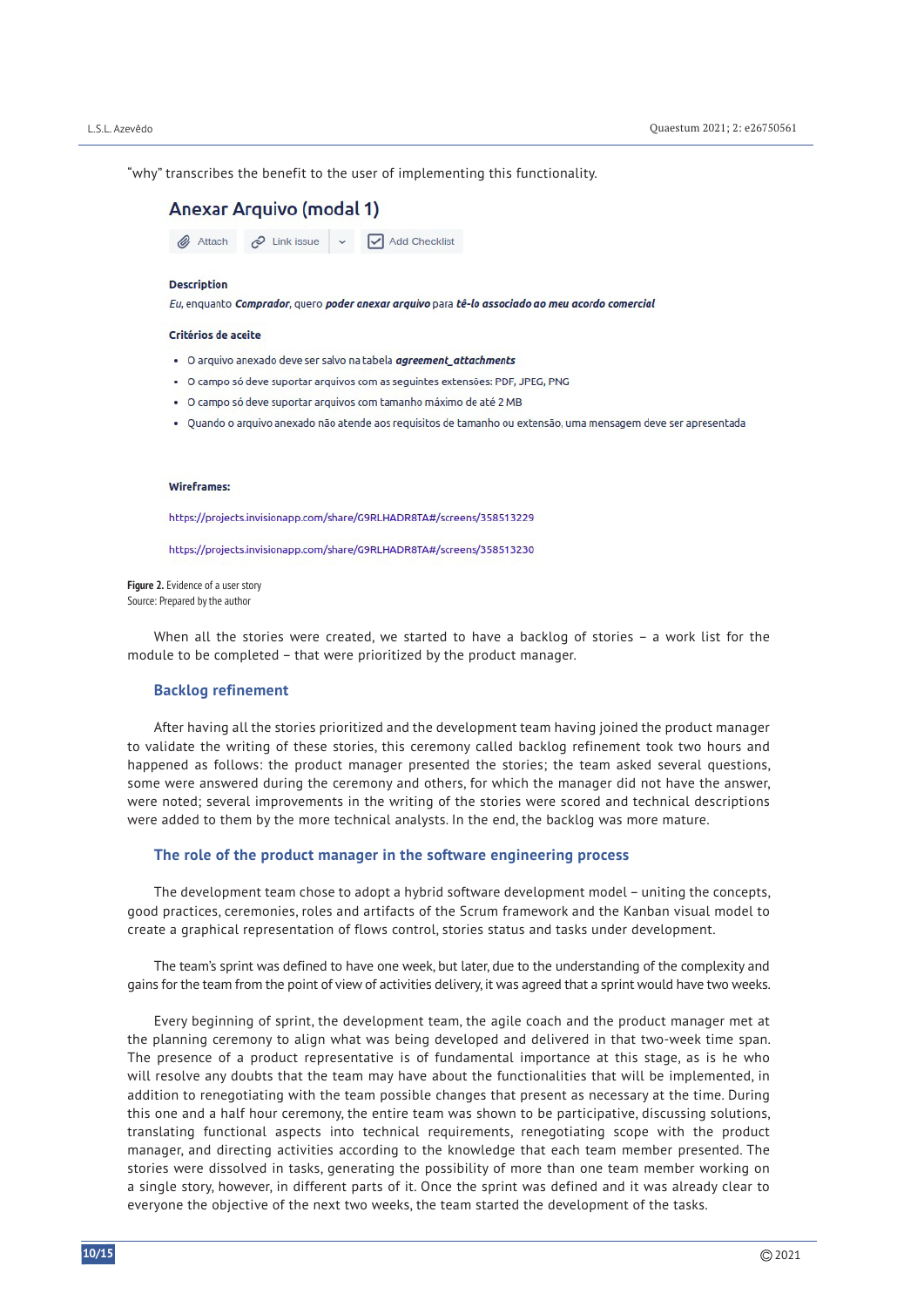"why" transcribes the benefit to the user of implementing this functionality.

**Anexar Arquivo (modal 1)**

Attach | Link issue | Add Checklist

**Description**

*Eu*, enquanto ***Comprador***, quero ***poder anexar arquivo*** para ***tê-lo associado ao meu acordo comercial***

**Critérios de aceite**

- O arquivo anexado deve ser salvo na tabela ***agreement_attachments***
- O campo só deve suportar arquivos com as seguintes extensões: PDF, JPEG, PNG
- O campo só deve suportar arquivos com tamanho máximo de até 2 MB
- Quando o arquivo anexado não atende aos requisitos de tamanho ou extensão, uma mensagem deve ser apresentada

**Wireframes:**

https://projects.invisionapp.com/share/G9RLHADR8TA#/screens/358513229

https://projects.invisionapp.com/share/G9RLHADR8TA#/screens/358513230

**Figure 2.** Evidence of a user story
Source: Prepared by the author

When all the stories were created, we started to have a backlog of stories – a work list for the module to be completed – that were prioritized by the product manager.

## Backlog refinement

After having all the stories prioritized and the development team having joined the product manager to validate the writing of these stories, this ceremony called backlog refinement took two hours and happened as follows: the product manager presented the stories; the team asked several questions, some were answered during the ceremony and others, for which the manager did not have the answer, were noted; several improvements in the writing of the stories were scored and technical descriptions were added to them by the more technical analysts. In the end, the backlog was more mature.

## The role of the product manager in the software engineering process

The development team chose to adopt a hybrid software development model – uniting the concepts, good practices, ceremonies, roles and artifacts of the Scrum framework and the Kanban visual model to create a graphical representation of flows control, stories status and tasks under development.

The team's sprint was defined to have one week, but later, due to the understanding of the complexity and gains for the team from the point of view of activities delivery, it was agreed that a sprint would have two weeks.

Every beginning of sprint, the development team, the agile coach and the product manager met at the planning ceremony to align what was being developed and delivered in that two-week time span. The presence of a product representative is of fundamental importance at this stage, as is he who will resolve any doubts that the team may have about the functionalities that will be implemented, in addition to renegotiating with the team possible changes that present as necessary at the time. During this one and a half hour ceremony, the entire team was shown to be participative, discussing solutions, translating functional aspects into technical requirements, renegotiating scope with the product manager, and directing activities according to the knowledge that each team member presented. The stories were dissolved in tasks, generating the possibility of more than one team member working on a single story, however, in different parts of it. Once the sprint was defined and it was already clear to everyone the objective of the next two weeks, the team started the development of the tasks.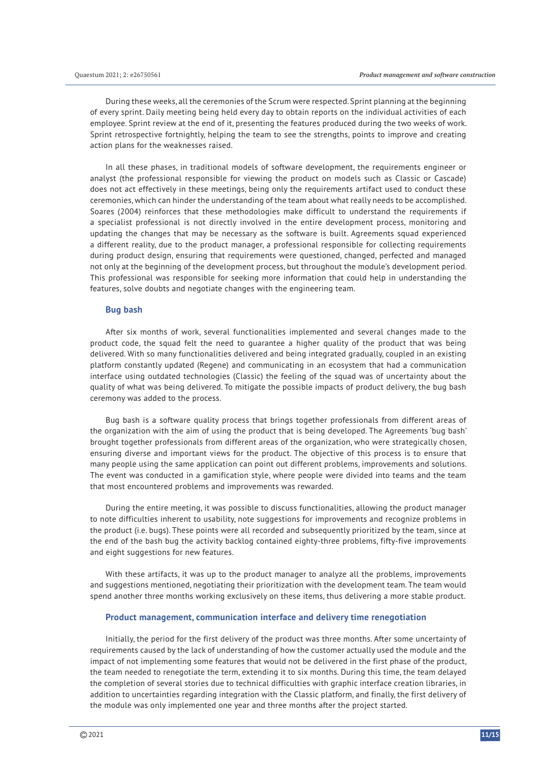During these weeks, all the ceremonies of the Scrum were respected. Sprint planning at the beginning of every sprint. Daily meeting being held every day to obtain reports on the individual activities of each employee. Sprint review at the end of it, presenting the features produced during the two weeks of work. Sprint retrospective fortnightly, helping the team to see the strengths, points to improve and creating action plans for the weaknesses raised.

In all these phases, in traditional models of software development, the requirements engineer or analyst (the professional responsible for viewing the product on models such as Classic or Cascade) does not act effectively in these meetings, being only the requirements artifact used to conduct these ceremonies, which can hinder the understanding of the team about what really needs to be accomplished. Soares (2004) reinforces that these methodologies make difficult to understand the requirements if a specialist professional is not directly involved in the entire development process, monitoring and updating the changes that may be necessary as the software is built. Agreements squad experienced a different reality, due to the product manager, a professional responsible for collecting requirements during product design, ensuring that requirements were questioned, changed, perfected and managed not only at the beginning of the development process, but throughout the module's development period. This professional was responsible for seeking more information that could help in understanding the features, solve doubts and negotiate changes with the engineering team.

### Bug bash

After six months of work, several functionalities implemented and several changes made to the product code, the squad felt the need to guarantee a higher quality of the product that was being delivered. With so many functionalities delivered and being integrated gradually, coupled in an existing platform constantly updated (Regene) and communicating in an ecosystem that had a communication interface using outdated technologies (Classic) the feeling of the squad was of uncertainty about the quality of what was being delivered. To mitigate the possible impacts of product delivery, the bug bash ceremony was added to the process.

Bug bash is a software quality process that brings together professionals from different areas of the organization with the aim of using the product that is being developed. The Agreements 'bug bash' brought together professionals from different areas of the organization, who were strategically chosen, ensuring diverse and important views for the product. The objective of this process is to ensure that many people using the same application can point out different problems, improvements and solutions. The event was conducted in a gamification style, where people were divided into teams and the team that most encountered problems and improvements was rewarded.

During the entire meeting, it was possible to discuss functionalities, allowing the product manager to note difficulties inherent to usability, note suggestions for improvements and recognize problems in the product (i.e. bugs). These points were all recorded and subsequently prioritized by the team, since at the end of the bash bug the activity backlog contained eighty-three problems, fifty-five improvements and eight suggestions for new features.

With these artifacts, it was up to the product manager to analyze all the problems, improvements and suggestions mentioned, negotiating their prioritization with the development team. The team would spend another three months working exclusively on these items, thus delivering a more stable product.

### Product management, communication interface and delivery time renegotiation

Initially, the period for the first delivery of the product was three months. After some uncertainty of requirements caused by the lack of understanding of how the customer actually used the module and the impact of not implementing some features that would not be delivered in the first phase of the product, the team needed to renegotiate the term, extending it to six months. During this time, the team delayed the completion of several stories due to technical difficulties with graphic interface creation libraries, in addition to uncertainties regarding integration with the Classic platform, and finally, the first delivery of the module was only implemented one year and three months after the project started.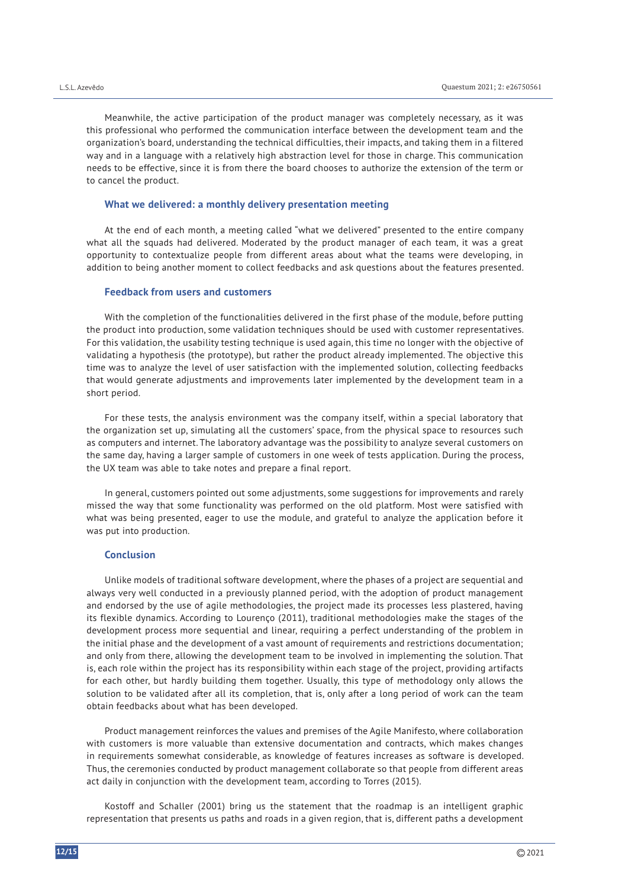Meanwhile, the active participation of the product manager was completely necessary, as it was this professional who performed the communication interface between the development team and the organization's board, understanding the technical difficulties, their impacts, and taking them in a filtered way and in a language with a relatively high abstraction level for those in charge. This communication needs to be effective, since it is from there the board chooses to authorize the extension of the term or to cancel the product.

### What we delivered: a monthly delivery presentation meeting

At the end of each month, a meeting called "what we delivered" presented to the entire company what all the squads had delivered. Moderated by the product manager of each team, it was a great opportunity to contextualize people from different areas about what the teams were developing, in addition to being another moment to collect feedbacks and ask questions about the features presented.

### Feedback from users and customers

With the completion of the functionalities delivered in the first phase of the module, before putting the product into production, some validation techniques should be used with customer representatives. For this validation, the usability testing technique is used again, this time no longer with the objective of validating a hypothesis (the prototype), but rather the product already implemented. The objective this time was to analyze the level of user satisfaction with the implemented solution, collecting feedbacks that would generate adjustments and improvements later implemented by the development team in a short period.

For these tests, the analysis environment was the company itself, within a special laboratory that the organization set up, simulating all the customers' space, from the physical space to resources such as computers and internet. The laboratory advantage was the possibility to analyze several customers on the same day, having a larger sample of customers in one week of tests application. During the process, the UX team was able to take notes and prepare a final report.

In general, customers pointed out some adjustments, some suggestions for improvements and rarely missed the way that some functionality was performed on the old platform. Most were satisfied with what was being presented, eager to use the module, and grateful to analyze the application before it was put into production.

### Conclusion

Unlike models of traditional software development, where the phases of a project are sequential and always very well conducted in a previously planned period, with the adoption of product management and endorsed by the use of agile methodologies, the project made its processes less plastered, having its flexible dynamics. According to Lourenço (2011), traditional methodologies make the stages of the development process more sequential and linear, requiring a perfect understanding of the problem in the initial phase and the development of a vast amount of requirements and restrictions documentation; and only from there, allowing the development team to be involved in implementing the solution. That is, each role within the project has its responsibility within each stage of the project, providing artifacts for each other, but hardly building them together. Usually, this type of methodology only allows the solution to be validated after all its completion, that is, only after a long period of work can the team obtain feedbacks about what has been developed.

Product management reinforces the values and premises of the Agile Manifesto, where collaboration with customers is more valuable than extensive documentation and contracts, which makes changes in requirements somewhat considerable, as knowledge of features increases as software is developed. Thus, the ceremonies conducted by product management collaborate so that people from different areas act daily in conjunction with the development team, according to Torres (2015).

Kostoff and Schaller (2001) bring us the statement that the roadmap is an intelligent graphic representation that presents us paths and roads in a given region, that is, different paths a development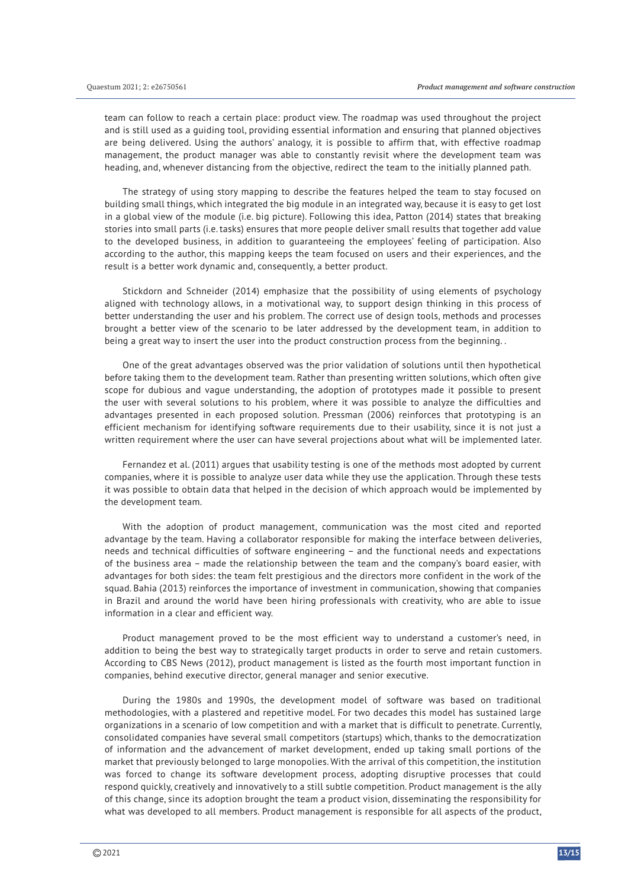team can follow to reach a certain place: product view. The roadmap was used throughout the project and is still used as a guiding tool, providing essential information and ensuring that planned objectives are being delivered. Using the authors' analogy, it is possible to affirm that, with effective roadmap management, the product manager was able to constantly revisit where the development team was heading, and, whenever distancing from the objective, redirect the team to the initially planned path.

The strategy of using story mapping to describe the features helped the team to stay focused on building small things, which integrated the big module in an integrated way, because it is easy to get lost in a global view of the module (i.e. big picture). Following this idea, Patton (2014) states that breaking stories into small parts (i.e. tasks) ensures that more people deliver small results that together add value to the developed business, in addition to guaranteeing the employees' feeling of participation. Also according to the author, this mapping keeps the team focused on users and their experiences, and the result is a better work dynamic and, consequently, a better product.

Stickdorn and Schneider (2014) emphasize that the possibility of using elements of psychology aligned with technology allows, in a motivational way, to support design thinking in this process of better understanding the user and his problem. The correct use of design tools, methods and processes brought a better view of the scenario to be later addressed by the development team, in addition to being a great way to insert the user into the product construction process from the beginning. .

One of the great advantages observed was the prior validation of solutions until then hypothetical before taking them to the development team. Rather than presenting written solutions, which often give scope for dubious and vague understanding, the adoption of prototypes made it possible to present the user with several solutions to his problem, where it was possible to analyze the difficulties and advantages presented in each proposed solution. Pressman (2006) reinforces that prototyping is an efficient mechanism for identifying software requirements due to their usability, since it is not just a written requirement where the user can have several projections about what will be implemented later.

Fernandez et al. (2011) argues that usability testing is one of the methods most adopted by current companies, where it is possible to analyze user data while they use the application. Through these tests it was possible to obtain data that helped in the decision of which approach would be implemented by the development team.

With the adoption of product management, communication was the most cited and reported advantage by the team. Having a collaborator responsible for making the interface between deliveries, needs and technical difficulties of software engineering – and the functional needs and expectations of the business area – made the relationship between the team and the company's board easier, with advantages for both sides: the team felt prestigious and the directors more confident in the work of the squad. Bahia (2013) reinforces the importance of investment in communication, showing that companies in Brazil and around the world have been hiring professionals with creativity, who are able to issue information in a clear and efficient way.

Product management proved to be the most efficient way to understand a customer's need, in addition to being the best way to strategically target products in order to serve and retain customers. According to CBS News (2012), product management is listed as the fourth most important function in companies, behind executive director, general manager and senior executive.

During the 1980s and 1990s, the development model of software was based on traditional methodologies, with a plastered and repetitive model. For two decades this model has sustained large organizations in a scenario of low competition and with a market that is difficult to penetrate. Currently, consolidated companies have several small competitors (startups) which, thanks to the democratization of information and the advancement of market development, ended up taking small portions of the market that previously belonged to large monopolies. With the arrival of this competition, the institution was forced to change its software development process, adopting disruptive processes that could respond quickly, creatively and innovatively to a still subtle competition. Product management is the ally of this change, since its adoption brought the team a product vision, disseminating the responsibility for what was developed to all members. Product management is responsible for all aspects of the product,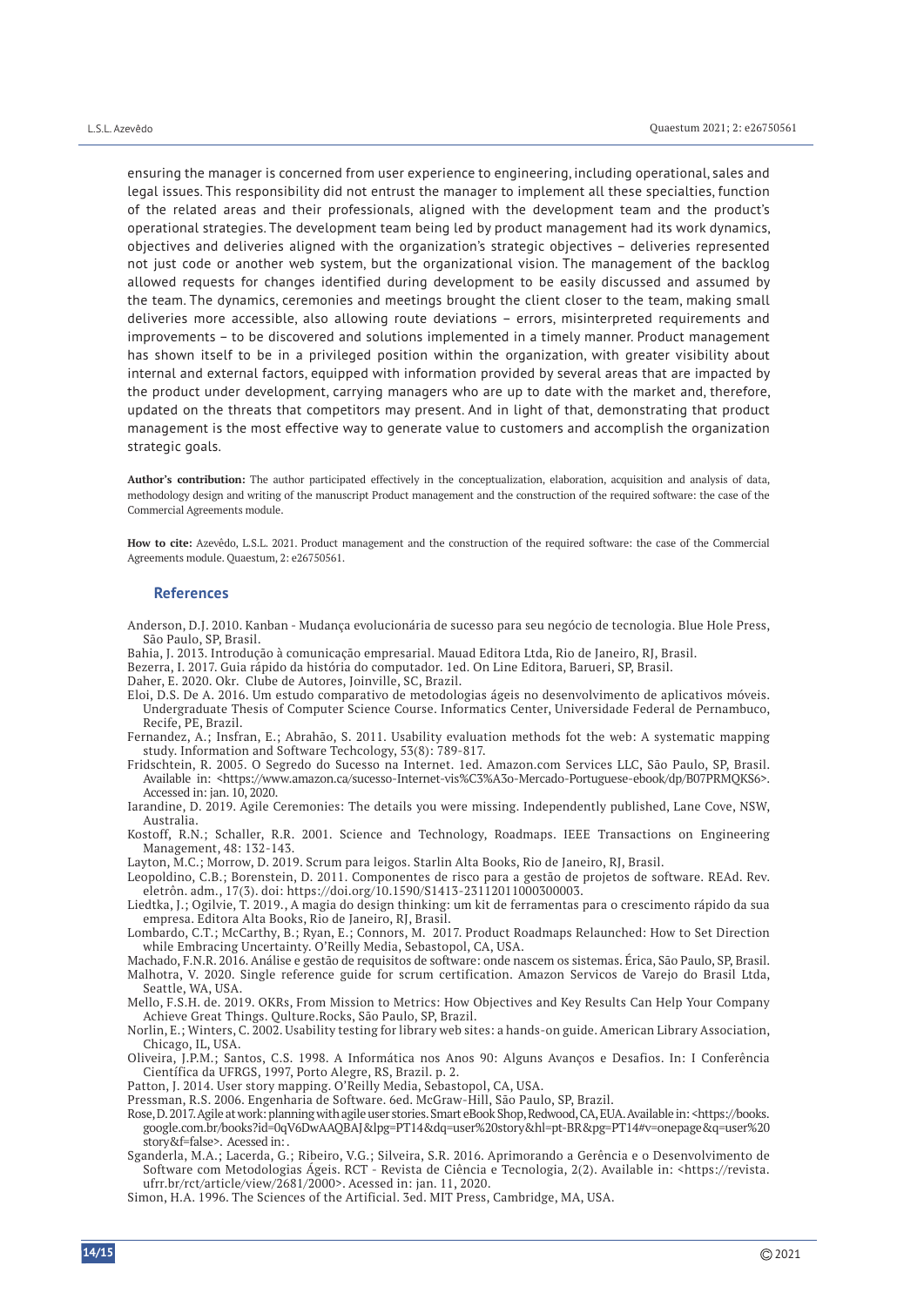ensuring the manager is concerned from user experience to engineering, including operational, sales and legal issues. This responsibility did not entrust the manager to implement all these specialties, function of the related areas and their professionals, aligned with the development team and the product's operational strategies. The development team being led by product management had its work dynamics, objectives and deliveries aligned with the organization's strategic objectives – deliveries represented not just code or another web system, but the organizational vision. The management of the backlog allowed requests for changes identified during development to be easily discussed and assumed by the team. The dynamics, ceremonies and meetings brought the client closer to the team, making small deliveries more accessible, also allowing route deviations – errors, misinterpreted requirements and improvements – to be discovered and solutions implemented in a timely manner. Product management has shown itself to be in a privileged position within the organization, with greater visibility about internal and external factors, equipped with information provided by several areas that are impacted by the product under development, carrying managers who are up to date with the market and, therefore, updated on the threats that competitors may present. And in light of that, demonstrating that product management is the most effective way to generate value to customers and accomplish the organization strategic goals.

**Author's contribution:** The author participated effectively in the conceptualization, elaboration, acquisition and analysis of data, methodology design and writing of the manuscript Product management and the construction of the required software: the case of the Commercial Agreements module.

**How to cite:** Azevêdo, L.S.L. 2021. Product management and the construction of the required software: the case of the Commercial Agreements module. Quaestum, 2: e26750561.

## References

Anderson, D.J. 2010. Kanban - Mudança evolucionária de sucesso para seu negócio de tecnologia. Blue Hole Press, São Paulo, SP, Brasil.

Bahia, J. 2013. Introdução à comunicação empresarial. Mauad Editora Ltda, Rio de Janeiro, RJ, Brasil.

Bezerra, I. 2017. Guia rápido da história do computador. 1ed. On Line Editora, Barueri, SP, Brasil.

Daher, E. 2020. Okr. Clube de Autores, Joinville, SC, Brazil.

Eloi, D.S. De A. 2016. Um estudo comparativo de metodologias ágeis no desenvolvimento de aplicativos móveis. Undergraduate Thesis of Computer Science Course. Informatics Center, Universidade Federal de Pernambuco, Recife, PE, Brazil.

Fernandez, A.; Insfran, E.; Abrahão, S. 2011. Usability evaluation methods fot the web: A systematic mapping study. Information and Software Techcology, 53(8): 789-817.

Fridschtein, R. 2005. O Segredo do Sucesso na Internet. 1ed. Amazon.com Services LLC, São Paulo, SP, Brasil. Available in: <https://www.amazon.ca/sucesso-Internet-vis%C3%A3o-Mercado-Portuguese-ebook/dp/B07PRMQKS6>. Accessed in: jan. 10, 2020.

Iarandine, D. 2019. Agile Ceremonies: The details you were missing. Independently published, Lane Cove, NSW, Australia.

Kostoff, R.N.; Schaller, R.R. 2001. Science and Technology, Roadmaps. IEEE Transactions on Engineering Management, 48: 132-143.

Layton, M.C.; Morrow, D. 2019. Scrum para leigos. Starlin Alta Books, Rio de Janeiro, RJ, Brasil.

Leopoldino, C.B.; Borenstein, D. 2011. Componentes de risco para a gestão de projetos de software. REAd. Rev. eletrôn. adm., 17(3). doi: https://doi.org/10.1590/S1413-23112011000300003.

Liedtka, J.; Ogilvie, T. 2019., A magia do design thinking: um kit de ferramentas para o crescimento rápido da sua empresa. Editora Alta Books, Rio de Janeiro, RJ, Brasil.

Lombardo, C.T.; McCarthy, B.; Ryan, E.; Connors, M. 2017. Product Roadmaps Relaunched: How to Set Direction while Embracing Uncertainty. O'Reilly Media, Sebastopol, CA, USA.

Machado, F.N.R. 2016. Análise e gestão de requisitos de software: onde nascem os sistemas. Érica, São Paulo, SP, Brasil.

Malhotra, V. 2020. Single reference guide for scrum certification. Amazon Servicos de Varejo do Brasil Ltda, Seattle, WA, USA.

Mello, F.S.H. de. 2019. OKRs, From Mission to Metrics: How Objectives and Key Results Can Help Your Company Achieve Great Things. Qulture.Rocks, São Paulo, SP, Brazil.

Norlin, E.; Winters, C. 2002. Usability testing for library web sites: a hands-on guide. American Library Association, Chicago, IL, USA.

Oliveira, J.P.M.; Santos, C.S. 1998. A Informática nos Anos 90: Alguns Avanços e Desafios. In: I Conferência Científica da UFRGS, 1997, Porto Alegre, RS, Brazil. p. 2.

Patton, J. 2014. User story mapping. O'Reilly Media, Sebastopol, CA, USA.

Pressman, R.S. 2006. Engenharia de Software. 6ed. McGraw-Hill, São Paulo, SP, Brazil.

Rose, D. 2017. Agile at work: planning with agile user stories. Smart eBook Shop, Redwood, CA, EUA. Available in: <https://books.google.com.br/books?id=0qV6DwAAQBAJ&lpg=PT14&dq=user%20story&hl=pt-BR&pg=PT14#v=onepage&q=user%20story&f=false>. Acessed in: .

Sganderla, M.A.; Lacerda, G.; Ribeiro, V.G.; Silveira, S.R. 2016. Aprimorando a Gerência e o Desenvolvimento de Software com Metodologias Ágeis. RCT - Revista de Ciência e Tecnologia, 2(2). Available in: <https://revista.ufrr.br/rct/article/view/2681/2000>. Acessed in: jan. 11, 2020.

Simon, H.A. 1996. The Sciences of the Artificial. 3ed. MIT Press, Cambridge, MA, USA.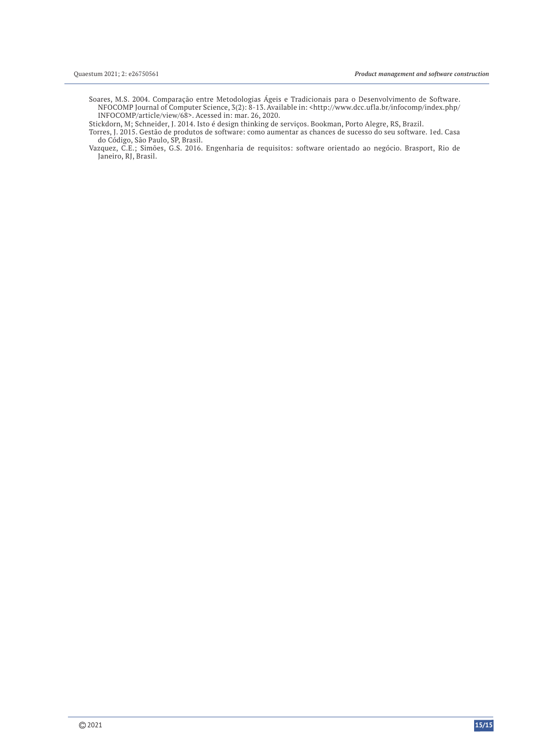Soares, M.S. 2004. Comparação entre Metodologias Ágeis e Tradicionais para o Desenvolvimento de Software. NFOCOMP Journal of Computer Science, 3(2): 8-13. Available in: <http://www.dcc.ufla.br/infocomp/index.php/INFOCOMP/article/view/68>. Acessed in: mar. 26, 2020.

Stickdorn, M; Schneider, J. 2014. Isto é design thinking de serviços. Bookman, Porto Alegre, RS, Brazil.

Torres, J. 2015. Gestão de produtos de software: como aumentar as chances de sucesso do seu software. 1ed. Casa do Código, São Paulo, SP, Brasil.

Vazquez, C.E.; Simões, G.S. 2016. Engenharia de requisitos: software orientado ao negócio. Brasport, Rio de Janeiro, RJ, Brasil.